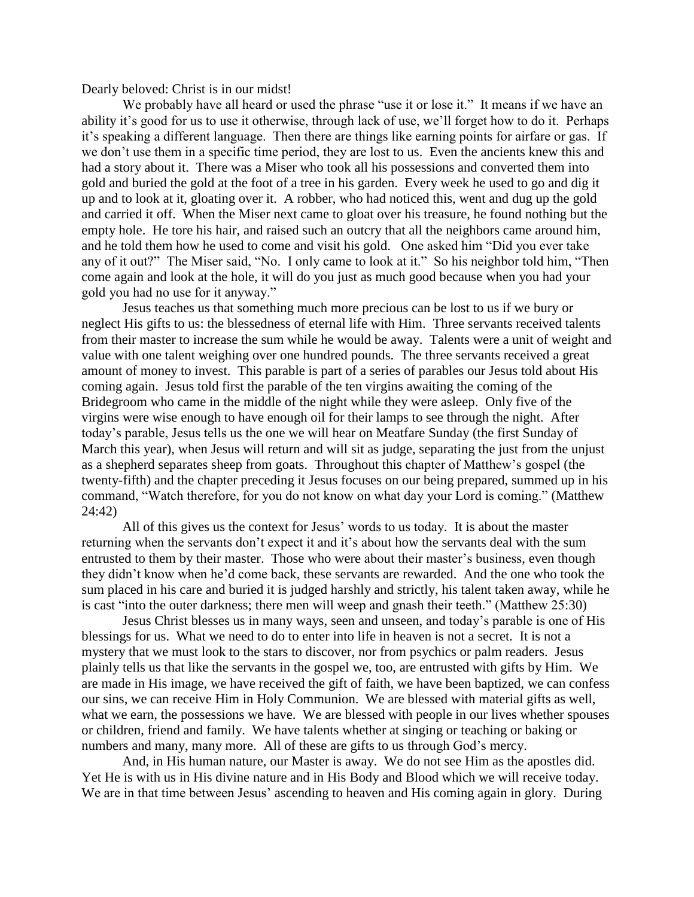Dearly beloved: Christ is in our midst!

We probably have all heard or used the phrase "use it or lose it." It means if we have an ability it's good for us to use it otherwise, through lack of use, we'll forget how to do it. Perhaps it's speaking a different language. Then there are things like earning points for airfare or gas. If we don't use them in a specific time period, they are lost to us. Even the ancients knew this and had a story about it. There was a Miser who took all his possessions and converted them into gold and buried the gold at the foot of a tree in his garden. Every week he used to go and dig it up and to look at it, gloating over it. A robber, who had noticed this, went and dug up the gold and carried it off. When the Miser next came to gloat over his treasure, he found nothing but the empty hole. He tore his hair, and raised such an outcry that all the neighbors came around him, and he told them how he used to come and visit his gold. One asked him "Did you ever take any of it out?" The Miser said, "No. I only came to look at it." So his neighbor told him, "Then come again and look at the hole, it will do you just as much good because when you had your gold you had no use for it anyway."

Jesus teaches us that something much more precious can be lost to us if we bury or neglect His gifts to us: the blessedness of eternal life with Him. Three servants received talents from their master to increase the sum while he would be away. Talents were a unit of weight and value with one talent weighing over one hundred pounds. The three servants received a great amount of money to invest. This parable is part of a series of parables our Jesus told about His coming again. Jesus told first the parable of the ten virgins awaiting the coming of the Bridegroom who came in the middle of the night while they were asleep. Only five of the virgins were wise enough to have enough oil for their lamps to see through the night. After today's parable, Jesus tells us the one we will hear on Meatfare Sunday (the first Sunday of March this year), when Jesus will return and will sit as judge, separating the just from the unjust as a shepherd separates sheep from goats. Throughout this chapter of Matthew's gospel (the twenty-fifth) and the chapter preceding it Jesus focuses on our being prepared, summed up in his command, "Watch therefore, for you do not know on what day your Lord is coming." (Matthew 24:42)

All of this gives us the context for Jesus' words to us today. It is about the master returning when the servants don't expect it and it's about how the servants deal with the sum entrusted to them by their master. Those who were about their master's business, even though they didn't know when he'd come back, these servants are rewarded. And the one who took the sum placed in his care and buried it is judged harshly and strictly, his talent taken away, while he is cast "into the outer darkness; there men will weep and gnash their teeth." (Matthew 25:30)

Jesus Christ blesses us in many ways, seen and unseen, and today's parable is one of His blessings for us. What we need to do to enter into life in heaven is not a secret. It is not a mystery that we must look to the stars to discover, nor from psychics or palm readers. Jesus plainly tells us that like the servants in the gospel we, too, are entrusted with gifts by Him. We are made in His image, we have received the gift of faith, we have been baptized, we can confess our sins, we can receive Him in Holy Communion. We are blessed with material gifts as well, what we earn, the possessions we have. We are blessed with people in our lives whether spouses or children, friend and family. We have talents whether at singing or teaching or baking or numbers and many, many more. All of these are gifts to us through God's mercy.

And, in His human nature, our Master is away. We do not see Him as the apostles did. Yet He is with us in His divine nature and in His Body and Blood which we will receive today. We are in that time between Jesus' ascending to heaven and His coming again in glory. During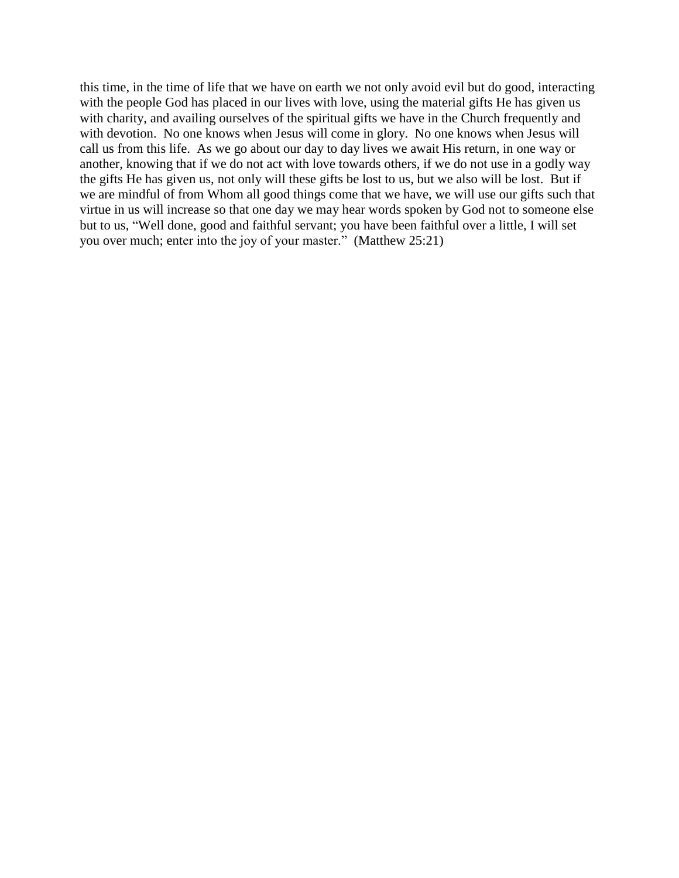this time, in the time of life that we have on earth we not only avoid evil but do good, interacting with the people God has placed in our lives with love, using the material gifts He has given us with charity, and availing ourselves of the spiritual gifts we have in the Church frequently and with devotion. No one knows when Jesus will come in glory. No one knows when Jesus will call us from this life. As we go about our day to day lives we await His return, in one way or another, knowing that if we do not act with love towards others, if we do not use in a godly way the gifts He has given us, not only will these gifts be lost to us, but we also will be lost. But if we are mindful of from Whom all good things come that we have, we will use our gifts such that virtue in us will increase so that one day we may hear words spoken by God not to someone else but to us, "Well done, good and faithful servant; you have been faithful over a little, I will set you over much; enter into the joy of your master." (Matthew 25:21)